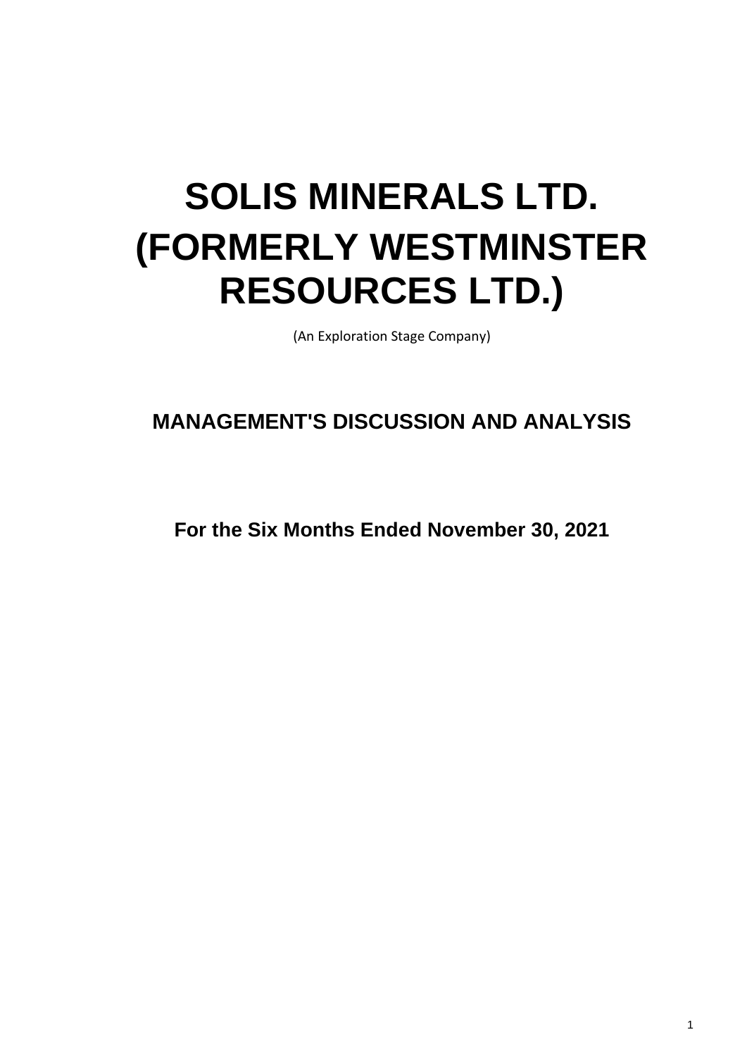# SOLIS MINERALS LTD. (FORMERLY WESTMINSTER RESOURCES LTD.)

(An Exploration Stage Company)

## MANAGEMENT'S DISCUSSION AND ANALYSIS

**For the Six Months Ended November 30, 2021**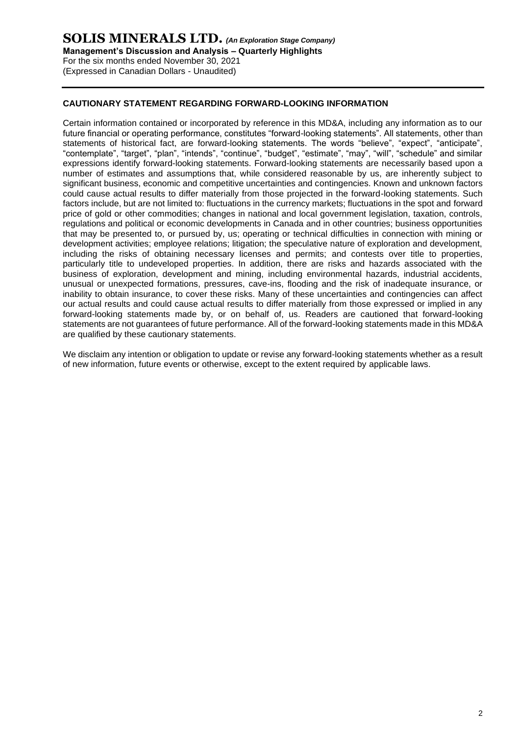## CAUTIONARY STATEMENT REGARDING FORWARD-LOOKING INFORMATION

Certain information contained or incorporated by reference in this MD&A, including any information as to our future financial or operating performance, constitutes "forward-looking statements". All statements, other than statements of historical fact, are forward-looking statements. The words "believe", "expect", "anticipate", "contemplate", "target", "plan", "intends", "continue", "budget", "estimate", "may", "will", "schedule" and similar expressions identify forward-looking statements. Forward-looking statements are necessarily based upon a number of estimates and assumptions that, while considered reasonable by us, are inherently subject to significant business, economic and competitive uncertainties and contingencies. Known and unknown factors could cause actual results to differ materially from those projected in the forward-looking statements. Such factors include, but are not limited to: fluctuations in the currency markets; fluctuations in the spot and forward price of gold or other commodities; changes in national and local government legislation, taxation, controls, regulations and political or economic developments in Canada and in other countries; business opportunities that may be presented to, or pursued by, us; operating or technical difficulties in connection with mining or development activities; employee relations; litigation; the speculative nature of exploration and development, including the risks of obtaining necessary licenses and permits; and contests over title to properties, particularly title to undeveloped properties. In addition, there are risks and hazards associated with the business of exploration, development and mining, including environmental hazards, industrial accidents, unusual or unexpected formations, pressures, cave-ins, flooding and the risk of inadequate insurance, or inability to obtain insurance, to cover these risks. Many of these uncertainties and contingencies can affect our actual results and could cause actual results to differ materially from those expressed or implied in any forward-looking statements made by, or on behalf of, us. Readers are cautioned that forward-looking statements are not guarantees of future performance. All of the forward-looking statements made in this MD&A are qualified by these cautionary statements.

We disclaim any intention or obligation to update or revise any forward-looking statements whether as a result of new information, future events or otherwise, except to the extent required by applicable laws.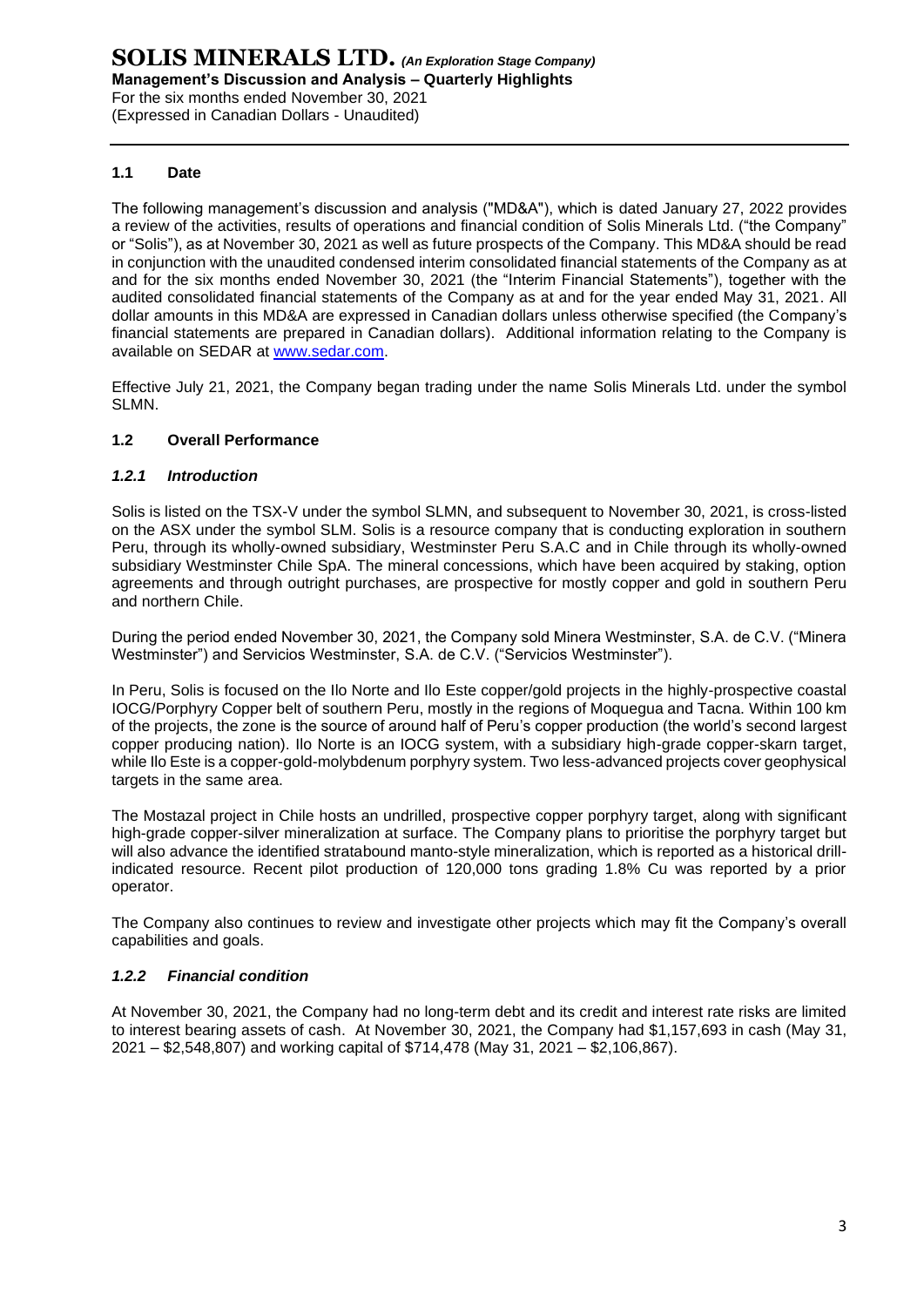## 1.1 Date

The following management's discussion and analysis ("MD&A"), which is dated January 27, 2022 provides a review of the activities, results of operations and financial condition of Solis Minerals Ltd. ("the Company" or "Solis"), as at November 30, 2021 as well as future prospects of the Company. This MD&A should be read in conjunction with the unaudited condensed interim consolidated financial statements of the Company as at and for the six months ended November 30, 2021 (the "Interim Financial Statements"), together with the audited consolidated financial statements of the Company as at and for the year ended May 31, 2021. All dollar amounts in this MD&A are expressed in Canadian dollars unless otherwise specified (the Company's financial statements are prepared in Canadian dollars). Additional information relating to the Company is available on SEDAR at www.sedar.com.

Effective July 21, 2021, the Company began trading under the name Solis Minerals Ltd. under the symbol SLMN.

## 1.2 Overall Performance

### *1.2.1 Introduction*

Solis is listed on the TSX-V under the symbol SLMN, and subsequent to November 30, 2021, is cross-listed on the ASX under the symbol SLM. Solis is a resource company that is conducting exploration in southern Peru, through its wholly-owned subsidiary, Westminster Peru S.A.C and in Chile through its wholly-owned subsidiary Westminster Chile SpA. The mineral concessions, which have been acquired by staking, option agreements and through outright purchases, are prospective for mostly copper and gold in southern Peru and northern Chile.

During the period ended November 30, 2021, the Company sold Minera Westminster, S.A. de C.V. ("Minera Westminster") and Servicios Westminster, S.A. de C.V. ("Servicios Westminster").

In Peru, Solis is focused on the Ilo Norte and Ilo Este copper/gold projects in the highly-prospective coastal IOCG/Porphyry Copper belt of southern Peru, mostly in the regions of Moquegua and Tacna. Within 100 km of the projects, the zone is the source of around half of Peru's copper production (the world's second largest copper producing nation). Ilo Norte is an IOCG system, with a subsidiary high-grade copper-skarn target, while Ilo Este is a copper-gold-molybdenum porphyry system. Two less-advanced projects cover geophysical targets in the same area.

The Mostazal project in Chile hosts an undrilled, prospective copper porphyry target, along with significant high-grade copper-silver mineralization at surface. The Company plans to prioritise the porphyry target but will also advance the identified stratabound manto-style mineralization, which is reported as a historical drill-indicated resource. Recent pilot production of 120,000 tons grading 1.8% Cu was reported by a prior operator.

The Company also continues to review and investigate other projects which may fit the Company's overall capabilities and goals.

### *1.2.2 Financial condition*

At November 30, 2021, the Company had no long-term debt and its credit and interest rate risks are limited to interest bearing assets of cash. At November 30, 2021, the Company had $1,157,693 in cash (May 31, 2021 – $2,548,807) and working capital of $714,478 (May 31, 2021 – $2,106,867).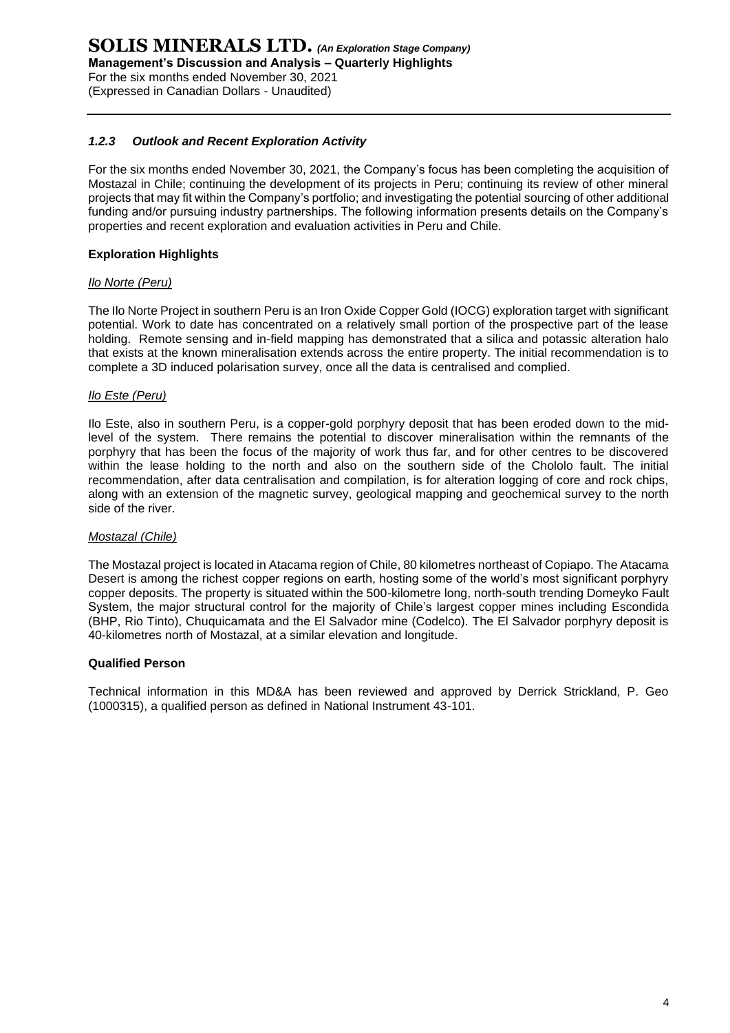### *1.2.3 Outlook and Recent Exploration Activity*

For the six months ended November 30, 2021, the Company's focus has been completing the acquisition of Mostazal in Chile; continuing the development of its projects in Peru; continuing its review of other mineral projects that may fit within the Company's portfolio; and investigating the potential sourcing of other additional funding and/or pursuing industry partnerships. The following information presents details on the Company's properties and recent exploration and evaluation activities in Peru and Chile.

**Exploration Highlights**

*Ilo Norte (Peru)*

The Ilo Norte Project in southern Peru is an Iron Oxide Copper Gold (IOCG) exploration target with significant potential. Work to date has concentrated on a relatively small portion of the prospective part of the lease holding. Remote sensing and in-field mapping has demonstrated that a silica and potassic alteration halo that exists at the known mineralisation extends across the entire property. The initial recommendation is to complete a 3D induced polarisation survey, once all the data is centralised and complied.

*Ilo Este (Peru)*

Ilo Este, also in southern Peru, is a copper-gold porphyry deposit that has been eroded down to the mid-level of the system. There remains the potential to discover mineralisation within the remnants of the porphyry that has been the focus of the majority of work thus far, and for other centres to be discovered within the lease holding to the north and also on the southern side of the Chololo fault. The initial recommendation, after data centralisation and compilation, is for alteration logging of core and rock chips, along with an extension of the magnetic survey, geological mapping and geochemical survey to the north side of the river.

*Mostazal (Chile)*

The Mostazal project is located in Atacama region of Chile, 80 kilometres northeast of Copiapo. The Atacama Desert is among the richest copper regions on earth, hosting some of the world's most significant porphyry copper deposits. The property is situated within the 500-kilometre long, north-south trending Domeyko Fault System, the major structural control for the majority of Chile's largest copper mines including Escondida (BHP, Rio Tinto), Chuquicamata and the El Salvador mine (Codelco). The El Salvador porphyry deposit is 40-kilometres north of Mostazal, at a similar elevation and longitude.

**Qualified Person**

Technical information in this MD&A has been reviewed and approved by Derrick Strickland, P. Geo (1000315), a qualified person as defined in National Instrument 43-101.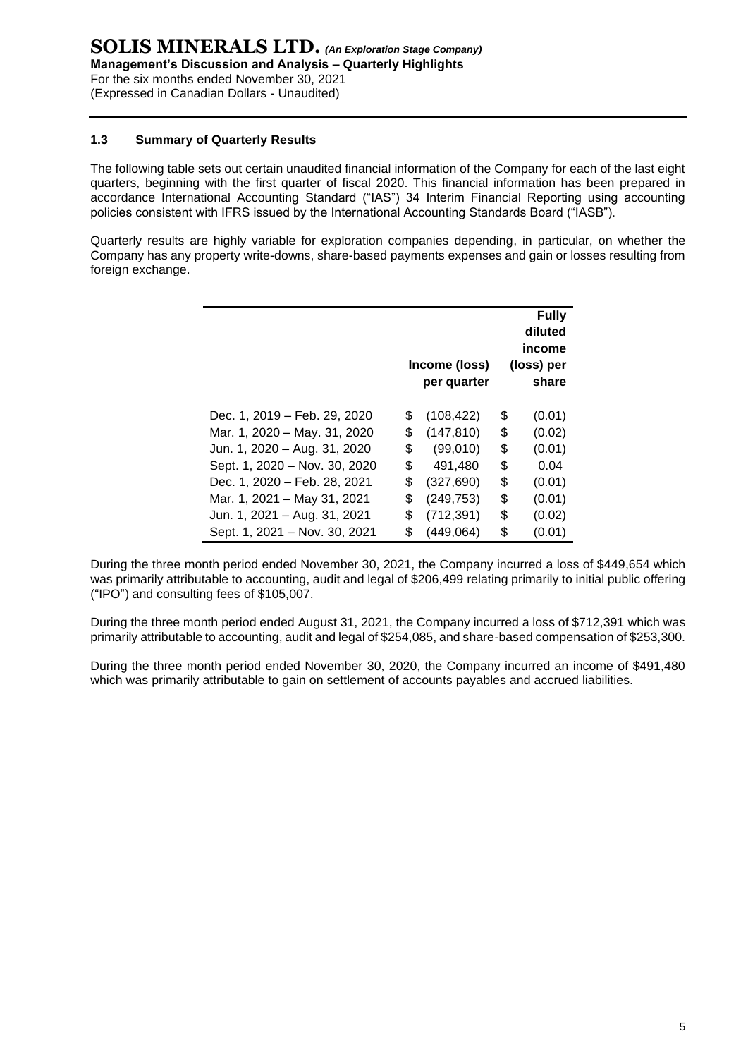### 1.3 Summary of Quarterly Results

The following table sets out certain unaudited financial information of the Company for each of the last eight quarters, beginning with the first quarter of fiscal 2020. This financial information has been prepared in accordance International Accounting Standard ("IAS") 34 Interim Financial Reporting using accounting policies consistent with IFRS issued by the International Accounting Standards Board ("IASB").

Quarterly results are highly variable for exploration companies depending, in particular, on whether the Company has any property write-downs, share-based payments expenses and gain or losses resulting from foreign exchange.

| | Income (loss) per quarter | Fully diluted income (loss) per share |
|---|---|---|
| Dec. 1, 2019 – Feb. 29, 2020 | $ (108,422) | $ (0.01) |
| Mar. 1, 2020 – May. 31, 2020 | $ (147,810) | $ (0.02) |
| Jun. 1, 2020 – Aug. 31, 2020 | $ (99,010) | $ (0.01) |
| Sept. 1, 2020 – Nov. 30, 2020 | $ 491,480 | $ 0.04 |
| Dec. 1, 2020 – Feb. 28, 2021 | $ (327,690) | $ (0.01) |
| Mar. 1, 2021 – May 31, 2021 | $ (249,753) | $ (0.01) |
| Jun. 1, 2021 – Aug. 31, 2021 | $ (712,391) | $ (0.02) |
| Sept. 1, 2021 – Nov. 30, 2021 | $ (449,064) | $ (0.01) |

During the three month period ended November 30, 2021, the Company incurred a loss of $449,654 which was primarily attributable to accounting, audit and legal of $206,499 relating primarily to initial public offering ("IPO") and consulting fees of $105,007.

During the three month period ended August 31, 2021, the Company incurred a loss of $712,391 which was primarily attributable to accounting, audit and legal of $254,085, and share-based compensation of $253,300.

During the three month period ended November 30, 2020, the Company incurred an income of $491,480 which was primarily attributable to gain on settlement of accounts payables and accrued liabilities.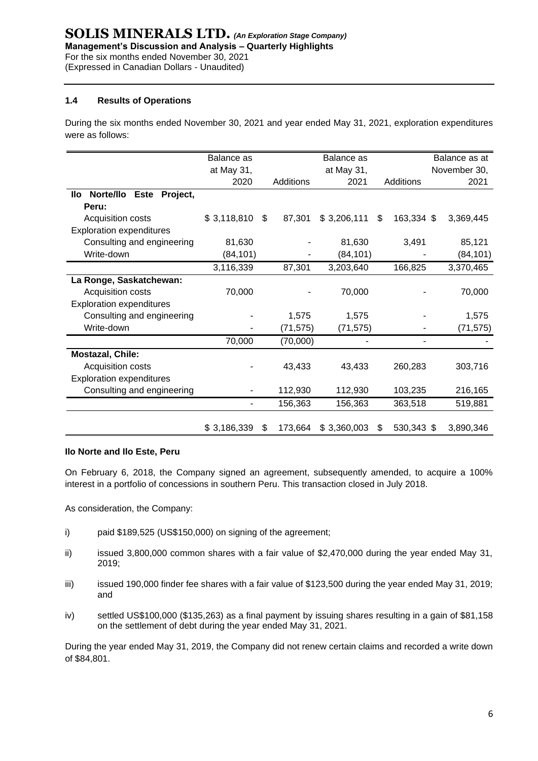### 1.4 Results of Operations

During the six months ended November 30, 2021 and year ended May 31, 2021, exploration expenditures were as follows:

| | Balance as at May 31, 2020 | Additions | Balance as at May 31, 2021 | Additions | Balance as at November 30, 2021 |
|---|---|---|---|---|---|
| **Ilo Norte/Ilo Este Project, Peru:** | | | | | |
| Acquisition costs | $ 3,118,810 | $ 87,301 | $ 3,206,111 | $ 163,334 | $ 3,369,445 |
| Exploration expenditures | | | | | |
| Consulting and engineering | 81,630 | - | 81,630 | 3,491 | 85,121 |
| Write-down | (84,101) | - | (84,101) | - | (84,101) |
| | 3,116,339 | 87,301 | 3,203,640 | 166,825 | 3,370,465 |
| **La Ronge, Saskatchewan:** | | | | | |
| Acquisition costs | 70,000 | - | 70,000 | - | 70,000 |
| Exploration expenditures | | | | | |
| Consulting and engineering | - | 1,575 | 1,575 | - | 1,575 |
| Write-down | - | (71,575) | (71,575) | - | (71,575) |
| | 70,000 | (70,000) | - | - | - |
| **Mostazal, Chile:** | | | | | |
| Acquisition costs | - | 43,433 | 43,433 | 260,283 | 303,716 |
| Exploration expenditures | | | | | |
| Consulting and engineering | - | 112,930 | 112,930 | 103,235 | 216,165 |
| | - | 156,363 | 156,363 | 363,518 | 519,881 |
| | $ 3,186,339 | $ 173,664 | $ 3,360,003 | $ 530,343 | $ 3,890,346 |

**Ilo Norte and Ilo Este, Peru**

On February 6, 2018, the Company signed an agreement, subsequently amended, to acquire a 100% interest in a portfolio of concessions in southern Peru. This transaction closed in July 2018.

As consideration, the Company:

i) paid $189,525 (US$150,000) on signing of the agreement;

ii) issued 3,800,000 common shares with a fair value of $2,470,000 during the year ended May 31, 2019;

iii) issued 190,000 finder fee shares with a fair value of $123,500 during the year ended May 31, 2019; and

iv) settled US$100,000 ($135,263) as a final payment by issuing shares resulting in a gain of $81,158 on the settlement of debt during the year ended May 31, 2021.

During the year ended May 31, 2019, the Company did not renew certain claims and recorded a write down of $84,801.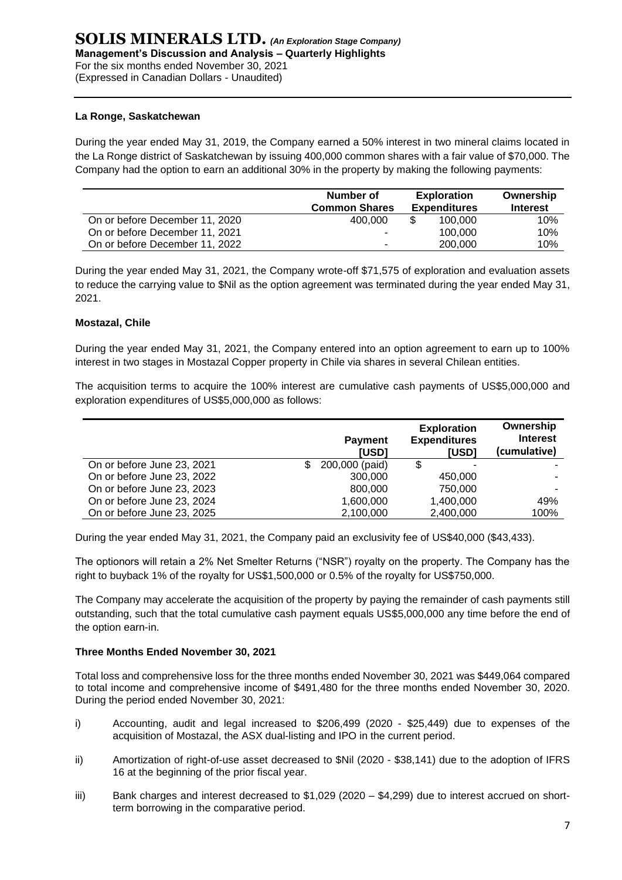### La Ronge, Saskatchewan

During the year ended May 31, 2019, the Company earned a 50% interest in two mineral claims located in the La Ronge district of Saskatchewan by issuing 400,000 common shares with a fair value of $70,000. The Company had the option to earn an additional 30% in the property by making the following payments:

| | Number of Common Shares | Exploration Expenditures | Ownership Interest |
|---|---|---|---|
| On or before December 11, 2020 | 400,000 | $ 100,000 | 10% |
| On or before December 11, 2021 | - | 100,000 | 10% |
| On or before December 11, 2022 | - | 200,000 | 10% |

During the year ended May 31, 2021, the Company wrote-off $71,575 of exploration and evaluation assets to reduce the carrying value to $Nil as the option agreement was terminated during the year ended May 31, 2021.

### Mostazal, Chile

During the year ended May 31, 2021, the Company entered into an option agreement to earn up to 100% interest in two stages in Mostazal Copper property in Chile via shares in several Chilean entities.

The acquisition terms to acquire the 100% interest are cumulative cash payments of US$5,000,000 and exploration expenditures of US$5,000,000 as follows:

| | Payment [USD] | Exploration Expenditures [USD] | Ownership Interest (cumulative) |
|---|---|---|---|
| On or before June 23, 2021 | $ 200,000 (paid) | $ - | - |
| On or before June 23, 2022 | 300,000 | 450,000 | - |
| On or before June 23, 2023 | 800,000 | 750,000 | - |
| On or before June 23, 2024 | 1,600,000 | 1,400,000 | 49% |
| On or before June 23, 2025 | 2,100,000 | 2,400,000 | 100% |

During the year ended May 31, 2021, the Company paid an exclusivity fee of US$40,000 ($43,433).

The optionors will retain a 2% Net Smelter Returns ("NSR") royalty on the property. The Company has the right to buyback 1% of the royalty for US$1,500,000 or 0.5% of the royalty for US$750,000.

The Company may accelerate the acquisition of the property by paying the remainder of cash payments still outstanding, such that the total cumulative cash payment equals US$5,000,000 any time before the end of the option earn-in.

### Three Months Ended November 30, 2021

Total loss and comprehensive loss for the three months ended November 30, 2021 was $449,064 compared to total income and comprehensive income of $491,480 for the three months ended November 30, 2020. During the period ended November 30, 2021:

i) Accounting, audit and legal increased to $206,499 (2020 - $25,449) due to expenses of the acquisition of Mostazal, the ASX dual-listing and IPO in the current period.

ii) Amortization of right-of-use asset decreased to $Nil (2020 - $38,141) due to the adoption of IFRS 16 at the beginning of the prior fiscal year.

iii) Bank charges and interest decreased to $1,029 (2020 – $4,299) due to interest accrued on short-term borrowing in the comparative period.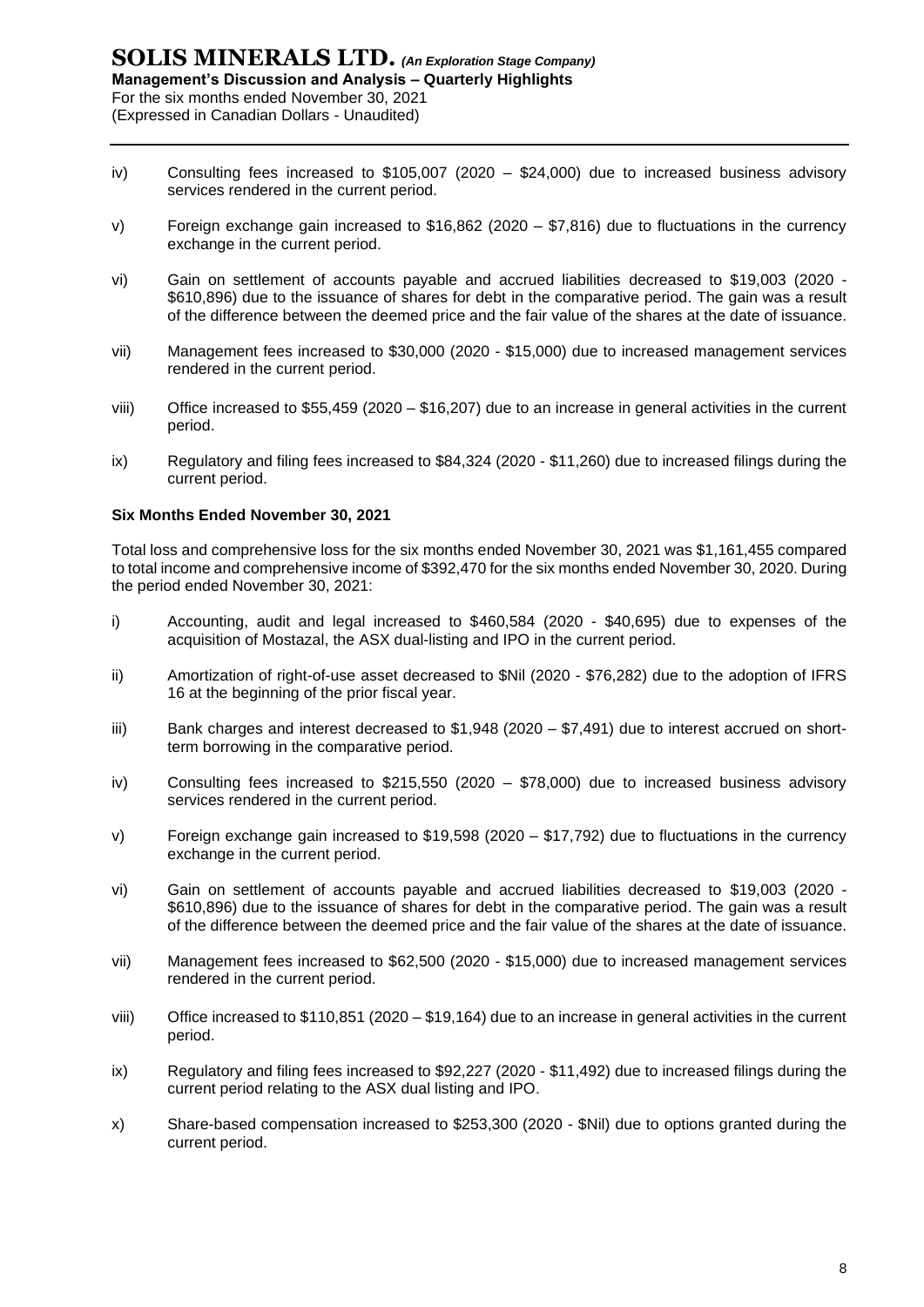iv) Consulting fees increased to $105,007 (2020 – $24,000) due to increased business advisory services rendered in the current period.

v) Foreign exchange gain increased to $16,862 (2020 – $7,816) due to fluctuations in the currency exchange in the current period.

vi) Gain on settlement of accounts payable and accrued liabilities decreased to $19,003 (2020 - $610,896) due to the issuance of shares for debt in the comparative period. The gain was a result of the difference between the deemed price and the fair value of the shares at the date of issuance.

vii) Management fees increased to $30,000 (2020 - $15,000) due to increased management services rendered in the current period.

viii) Office increased to $55,459 (2020 – $16,207) due to an increase in general activities in the current period.

ix) Regulatory and filing fees increased to $84,324 (2020 - $11,260) due to increased filings during the current period.

**Six Months Ended November 30, 2021**

Total loss and comprehensive loss for the six months ended November 30, 2021 was $1,161,455 compared to total income and comprehensive income of $392,470 for the six months ended November 30, 2020. During the period ended November 30, 2021:

i) Accounting, audit and legal increased to $460,584 (2020 - $40,695) due to expenses of the acquisition of Mostazal, the ASX dual-listing and IPO in the current period.

ii) Amortization of right-of-use asset decreased to $Nil (2020 - $76,282) due to the adoption of IFRS 16 at the beginning of the prior fiscal year.

iii) Bank charges and interest decreased to $1,948 (2020 – $7,491) due to interest accrued on short-term borrowing in the comparative period.

iv) Consulting fees increased to $215,550 (2020 – $78,000) due to increased business advisory services rendered in the current period.

v) Foreign exchange gain increased to $19,598 (2020 – $17,792) due to fluctuations in the currency exchange in the current period.

vi) Gain on settlement of accounts payable and accrued liabilities decreased to $19,003 (2020 - $610,896) due to the issuance of shares for debt in the comparative period. The gain was a result of the difference between the deemed price and the fair value of the shares at the date of issuance.

vii) Management fees increased to $62,500 (2020 - $15,000) due to increased management services rendered in the current period.

viii) Office increased to $110,851 (2020 – $19,164) due to an increase in general activities in the current period.

ix) Regulatory and filing fees increased to $92,227 (2020 - $11,492) due to increased filings during the current period relating to the ASX dual listing and IPO.

x) Share-based compensation increased to $253,300 (2020 - $Nil) due to options granted during the current period.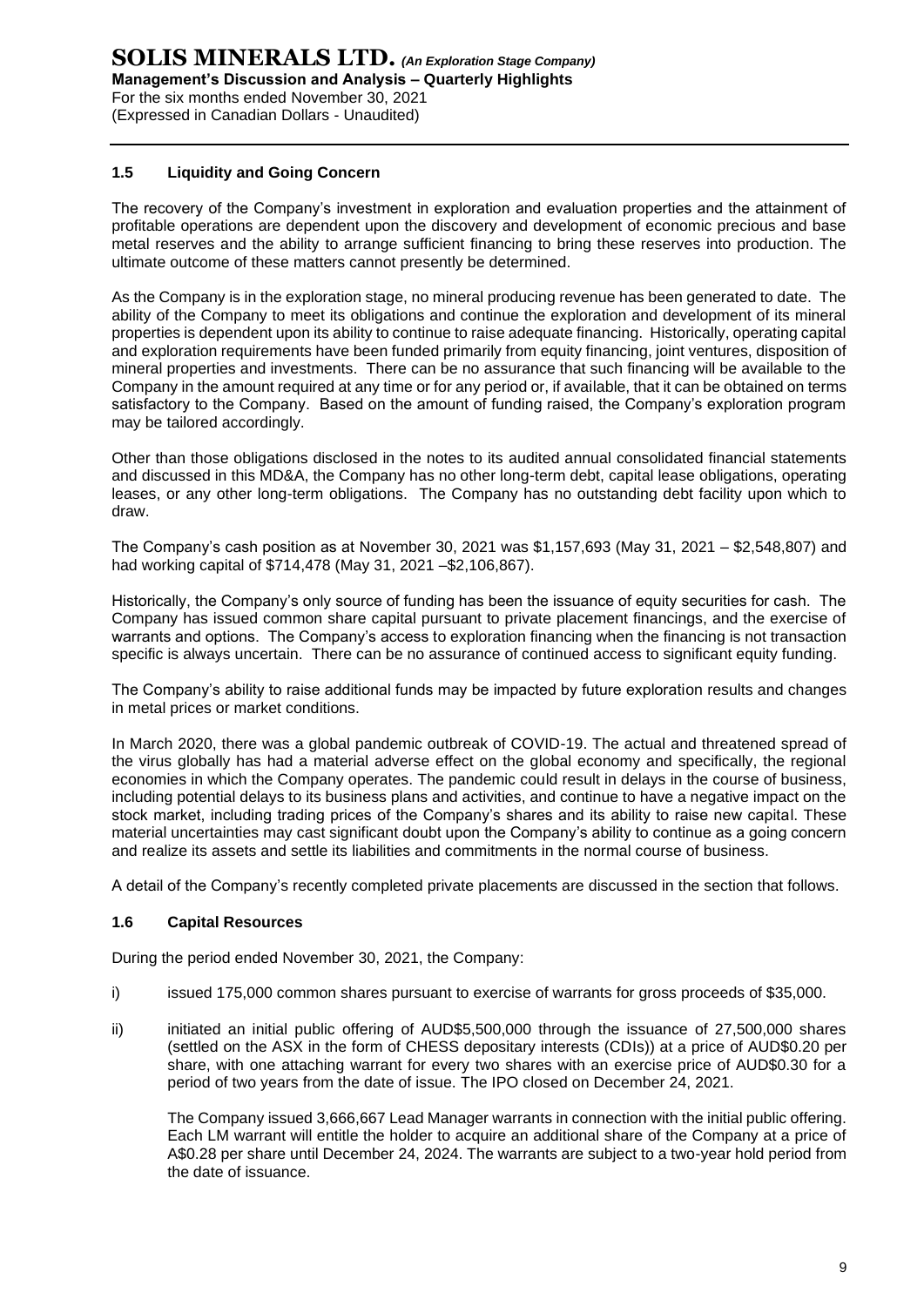### 1.5 Liquidity and Going Concern

The recovery of the Company's investment in exploration and evaluation properties and the attainment of profitable operations are dependent upon the discovery and development of economic precious and base metal reserves and the ability to arrange sufficient financing to bring these reserves into production. The ultimate outcome of these matters cannot presently be determined.

As the Company is in the exploration stage, no mineral producing revenue has been generated to date. The ability of the Company to meet its obligations and continue the exploration and development of its mineral properties is dependent upon its ability to continue to raise adequate financing. Historically, operating capital and exploration requirements have been funded primarily from equity financing, joint ventures, disposition of mineral properties and investments. There can be no assurance that such financing will be available to the Company in the amount required at any time or for any period or, if available, that it can be obtained on terms satisfactory to the Company. Based on the amount of funding raised, the Company's exploration program may be tailored accordingly.

Other than those obligations disclosed in the notes to its audited annual consolidated financial statements and discussed in this MD&A, the Company has no other long-term debt, capital lease obligations, operating leases, or any other long-term obligations. The Company has no outstanding debt facility upon which to draw.

The Company's cash position as at November 30, 2021 was $1,157,693 (May 31, 2021 – $2,548,807) and had working capital of $714,478 (May 31, 2021 –$2,106,867).

Historically, the Company's only source of funding has been the issuance of equity securities for cash. The Company has issued common share capital pursuant to private placement financings, and the exercise of warrants and options. The Company's access to exploration financing when the financing is not transaction specific is always uncertain. There can be no assurance of continued access to significant equity funding.

The Company's ability to raise additional funds may be impacted by future exploration results and changes in metal prices or market conditions.

In March 2020, there was a global pandemic outbreak of COVID-19. The actual and threatened spread of the virus globally has had a material adverse effect on the global economy and specifically, the regional economies in which the Company operates. The pandemic could result in delays in the course of business, including potential delays to its business plans and activities, and continue to have a negative impact on the stock market, including trading prices of the Company's shares and its ability to raise new capital. These material uncertainties may cast significant doubt upon the Company's ability to continue as a going concern and realize its assets and settle its liabilities and commitments in the normal course of business.

A detail of the Company's recently completed private placements are discussed in the section that follows.

### 1.6 Capital Resources

During the period ended November 30, 2021, the Company:

i) issued 175,000 common shares pursuant to exercise of warrants for gross proceeds of $35,000.

ii) initiated an initial public offering of AUD$5,500,000 through the issuance of 27,500,000 shares (settled on the ASX in the form of CHESS depositary interests (CDIs)) at a price of AUD$0.20 per share, with one attaching warrant for every two shares with an exercise price of AUD$0.30 for a period of two years from the date of issue. The IPO closed on December 24, 2021.

   The Company issued 3,666,667 Lead Manager warrants in connection with the initial public offering. Each LM warrant will entitle the holder to acquire an additional share of the Company at a price of A$0.28 per share until December 24, 2024. The warrants are subject to a two-year hold period from the date of issuance.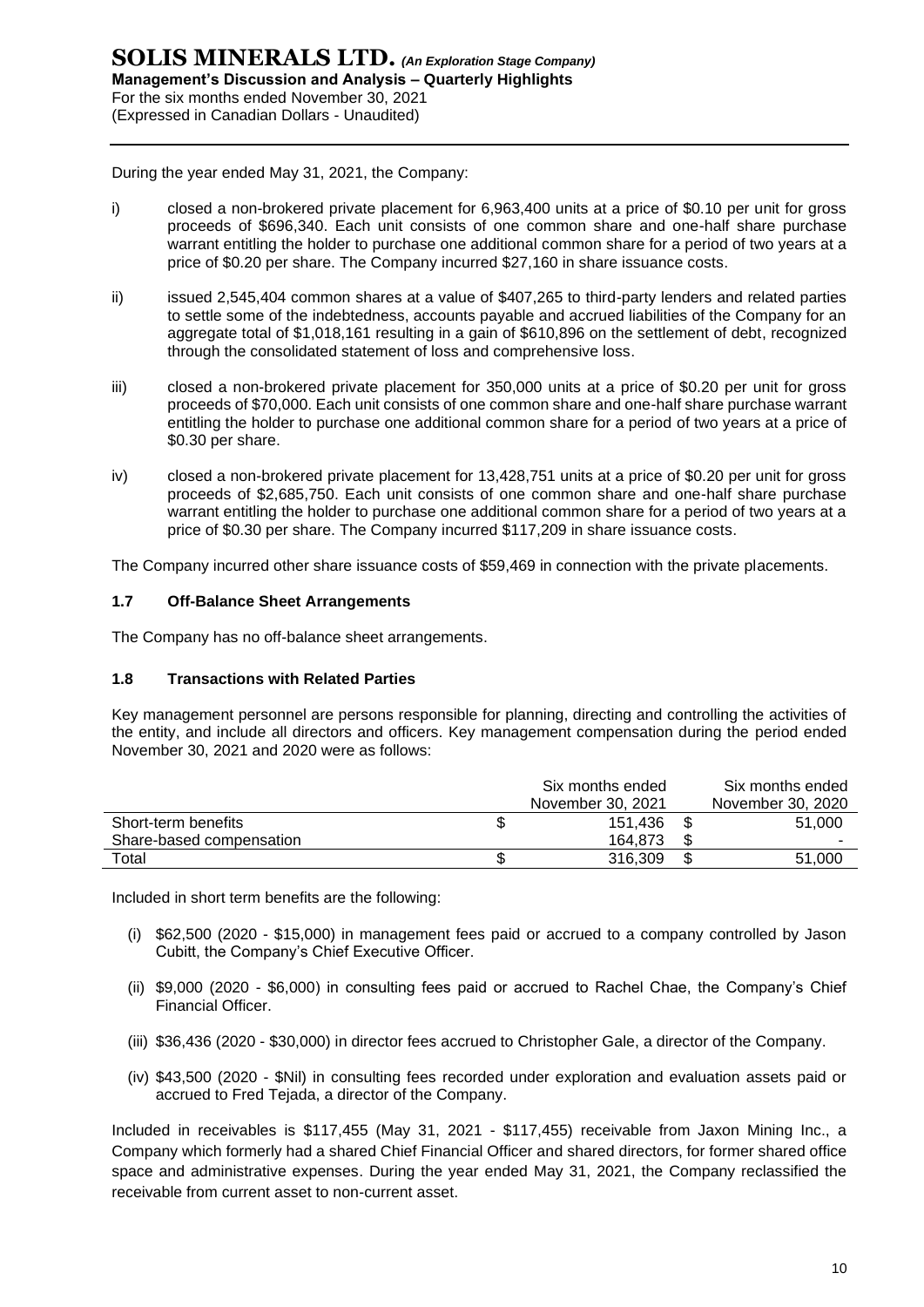During the year ended May 31, 2021, the Company:

i) closed a non-brokered private placement for 6,963,400 units at a price of $0.10 per unit for gross proceeds of $696,340. Each unit consists of one common share and one-half share purchase warrant entitling the holder to purchase one additional common share for a period of two years at a price of $0.20 per share. The Company incurred $27,160 in share issuance costs.

ii) issued 2,545,404 common shares at a value of $407,265 to third-party lenders and related parties to settle some of the indebtedness, accounts payable and accrued liabilities of the Company for an aggregate total of $1,018,161 resulting in a gain of $610,896 on the settlement of debt, recognized through the consolidated statement of loss and comprehensive loss.

iii) closed a non-brokered private placement for 350,000 units at a price of $0.20 per unit for gross proceeds of $70,000. Each unit consists of one common share and one-half share purchase warrant entitling the holder to purchase one additional common share for a period of two years at a price of $0.30 per share.

iv) closed a non-brokered private placement for 13,428,751 units at a price of $0.20 per unit for gross proceeds of $2,685,750. Each unit consists of one common share and one-half share purchase warrant entitling the holder to purchase one additional common share for a period of two years at a price of $0.30 per share. The Company incurred $117,209 in share issuance costs.

The Company incurred other share issuance costs of $59,469 in connection with the private placements.

### 1.7 Off-Balance Sheet Arrangements

The Company has no off-balance sheet arrangements.

### 1.8 Transactions with Related Parties

Key management personnel are persons responsible for planning, directing and controlling the activities of the entity, and include all directors and officers. Key management compensation during the period ended November 30, 2021 and 2020 were as follows:

| | Six months ended November 30, 2021 | Six months ended November 30, 2020 |
|---|---|---|
| Short-term benefits | $ 151,436 | $ 51,000 |
| Share-based compensation | 164,873 | $ - |
| Total | $ 316,309 | $ 51,000 |

Included in short term benefits are the following:

(i) $62,500 (2020 - $15,000) in management fees paid or accrued to a company controlled by Jason Cubitt, the Company's Chief Executive Officer.

(ii) $9,000 (2020 - $6,000) in consulting fees paid or accrued to Rachel Chae, the Company's Chief Financial Officer.

(iii) $36,436 (2020 - $30,000) in director fees accrued to Christopher Gale, a director of the Company.

(iv) $43,500 (2020 - $Nil) in consulting fees recorded under exploration and evaluation assets paid or accrued to Fred Tejada, a director of the Company.

Included in receivables is $117,455 (May 31, 2021 - $117,455) receivable from Jaxon Mining Inc., a Company which formerly had a shared Chief Financial Officer and shared directors, for former shared office space and administrative expenses. During the year ended May 31, 2021, the Company reclassified the receivable from current asset to non-current asset.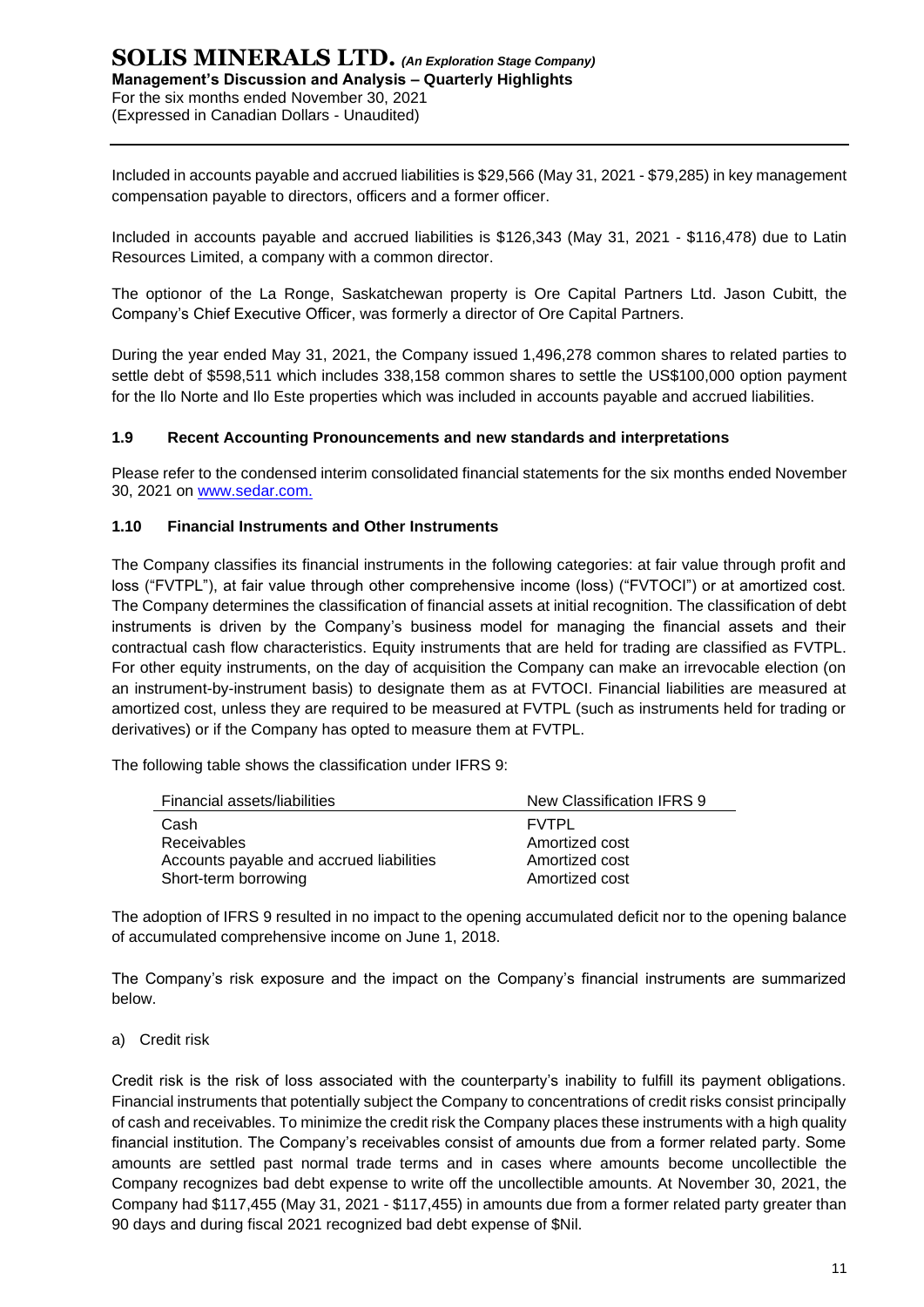Included in accounts payable and accrued liabilities is $29,566 (May 31, 2021 - $79,285) in key management compensation payable to directors, officers and a former officer.

Included in accounts payable and accrued liabilities is $126,343 (May 31, 2021 - $116,478) due to Latin Resources Limited, a company with a common director.

The optionor of the La Ronge, Saskatchewan property is Ore Capital Partners Ltd. Jason Cubitt, the Company's Chief Executive Officer, was formerly a director of Ore Capital Partners.

During the year ended May 31, 2021, the Company issued 1,496,278 common shares to related parties to settle debt of $598,511 which includes 338,158 common shares to settle the US$100,000 option payment for the Ilo Norte and Ilo Este properties which was included in accounts payable and accrued liabilities.

### 1.9 Recent Accounting Pronouncements and new standards and interpretations

Please refer to the condensed interim consolidated financial statements for the six months ended November 30, 2021 on www.sedar.com.

### 1.10 Financial Instruments and Other Instruments

The Company classifies its financial instruments in the following categories: at fair value through profit and loss ("FVTPL"), at fair value through other comprehensive income (loss) ("FVTOCI") or at amortized cost. The Company determines the classification of financial assets at initial recognition. The classification of debt instruments is driven by the Company's business model for managing the financial assets and their contractual cash flow characteristics. Equity instruments that are held for trading are classified as FVTPL. For other equity instruments, on the day of acquisition the Company can make an irrevocable election (on an instrument-by-instrument basis) to designate them as at FVTOCI. Financial liabilities are measured at amortized cost, unless they are required to be measured at FVTPL (such as instruments held for trading or derivatives) or if the Company has opted to measure them at FVTPL.

The following table shows the classification under IFRS 9:

| Financial assets/liabilities | New Classification IFRS 9 |
|---|---|
| Cash | FVTPL |
| Receivables | Amortized cost |
| Accounts payable and accrued liabilities | Amortized cost |
| Short-term borrowing | Amortized cost |

The adoption of IFRS 9 resulted in no impact to the opening accumulated deficit nor to the opening balance of accumulated comprehensive income on June 1, 2018.

The Company's risk exposure and the impact on the Company's financial instruments are summarized below.

a) Credit risk

Credit risk is the risk of loss associated with the counterparty's inability to fulfill its payment obligations. Financial instruments that potentially subject the Company to concentrations of credit risks consist principally of cash and receivables. To minimize the credit risk the Company places these instruments with a high quality financial institution. The Company's receivables consist of amounts due from a former related party. Some amounts are settled past normal trade terms and in cases where amounts become uncollectible the Company recognizes bad debt expense to write off the uncollectible amounts. At November 30, 2021, the Company had $117,455 (May 31, 2021 - $117,455) in amounts due from a former related party greater than 90 days and during fiscal 2021 recognized bad debt expense of $Nil.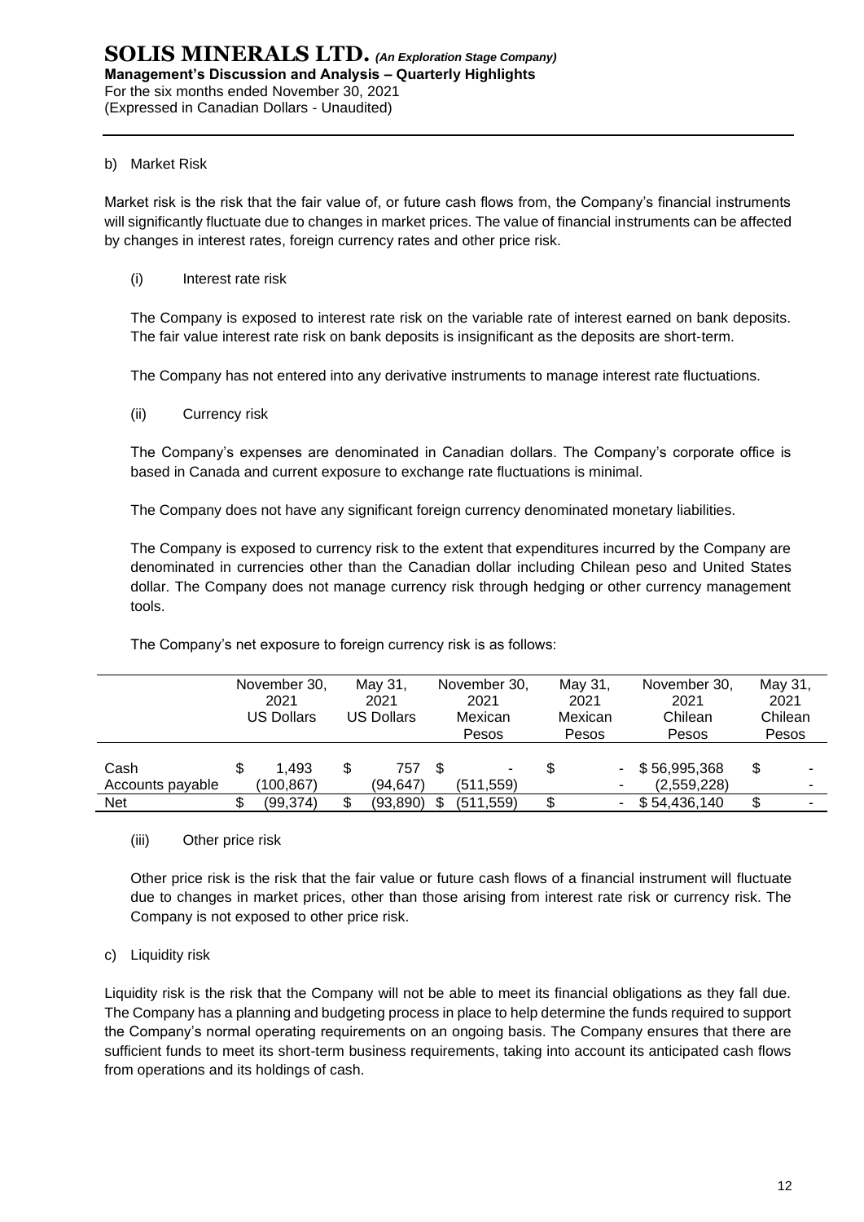b) Market Risk

Market risk is the risk that the fair value of, or future cash flows from, the Company's financial instruments will significantly fluctuate due to changes in market prices. The value of financial instruments can be affected by changes in interest rates, foreign currency rates and other price risk.

(i) Interest rate risk

The Company is exposed to interest rate risk on the variable rate of interest earned on bank deposits. The fair value interest rate risk on bank deposits is insignificant as the deposits are short-term.

The Company has not entered into any derivative instruments to manage interest rate fluctuations.

(ii) Currency risk

The Company's expenses are denominated in Canadian dollars. The Company's corporate office is based in Canada and current exposure to exchange rate fluctuations is minimal.

The Company does not have any significant foreign currency denominated monetary liabilities.

The Company is exposed to currency risk to the extent that expenditures incurred by the Company are denominated in currencies other than the Canadian dollar including Chilean peso and United States dollar. The Company does not manage currency risk through hedging or other currency management tools.

The Company's net exposure to foreign currency risk is as follows:

| | November 30, 2021 US Dollars | May 31, 2021 US Dollars | November 30, 2021 Mexican Pesos | May 31, 2021 Mexican Pesos | November 30, 2021 Chilean Pesos | May 31, 2021 Chilean Pesos |
|---|---|---|---|---|---|---|
| Cash | $ 1,493 | $ 757 | $ - | $ - | $ 56,995,368 | $ - |
| Accounts payable | (100,867) | (94,647) | (511,559) | - | (2,559,228) | - |
| Net | $ (99,374) | $ (93,890) | $ (511,559) | $ - | $ 54,436,140 | $ - |

(iii) Other price risk

Other price risk is the risk that the fair value or future cash flows of a financial instrument will fluctuate due to changes in market prices, other than those arising from interest rate risk or currency risk. The Company is not exposed to other price risk.

c) Liquidity risk

Liquidity risk is the risk that the Company will not be able to meet its financial obligations as they fall due. The Company has a planning and budgeting process in place to help determine the funds required to support the Company's normal operating requirements on an ongoing basis. The Company ensures that there are sufficient funds to meet its short-term business requirements, taking into account its anticipated cash flows from operations and its holdings of cash.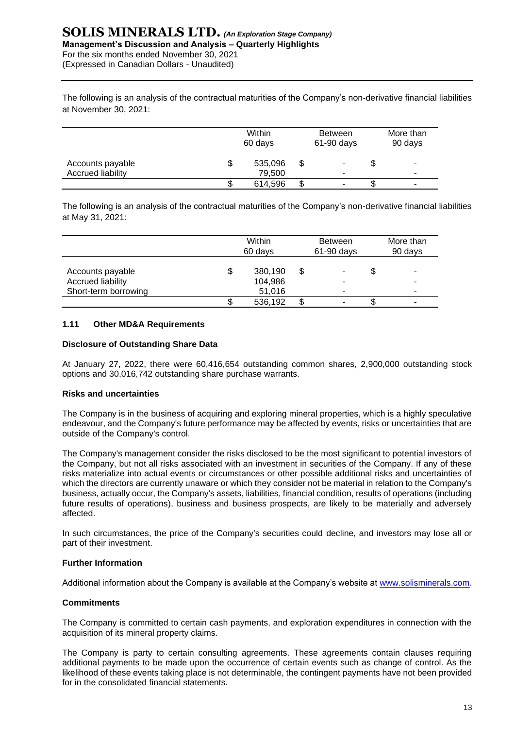The following is an analysis of the contractual maturities of the Company's non-derivative financial liabilities at November 30, 2021:

| | Within 60 days | Between 61-90 days | More than 90 days |
|---|---|---|---|
| Accounts payable | $ 535,096 | $ - | $ - |
| Accrued liability | 79,500 | - | - |
| | $ 614,596 | $ - | $ - |

The following is an analysis of the contractual maturities of the Company's non-derivative financial liabilities at May 31, 2021:

| | Within 60 days | Between 61-90 days | More than 90 days |
|---|---|---|---|
| Accounts payable | $ 380,190 | $ - | $ - |
| Accrued liability | 104,986 | - | - |
| Short-term borrowing | 51,016 | - | - |
| | $ 536,192 | $ - | $ - |

## 1.11 Other MD&A Requirements

**Disclosure of Outstanding Share Data**

At January 27, 2022, there were 60,416,654 outstanding common shares, 2,900,000 outstanding stock options and 30,016,742 outstanding share purchase warrants.

**Risks and uncertainties**

The Company is in the business of acquiring and exploring mineral properties, which is a highly speculative endeavour, and the Company's future performance may be affected by events, risks or uncertainties that are outside of the Company's control.

The Company's management consider the risks disclosed to be the most significant to potential investors of the Company, but not all risks associated with an investment in securities of the Company. If any of these risks materialize into actual events or circumstances or other possible additional risks and uncertainties of which the directors are currently unaware or which they consider not be material in relation to the Company's business, actually occur, the Company's assets, liabilities, financial condition, results of operations (including future results of operations), business and business prospects, are likely to be materially and adversely affected.

In such circumstances, the price of the Company's securities could decline, and investors may lose all or part of their investment.

**Further Information**

Additional information about the Company is available at the Company's website at www.solisminerals.com.

**Commitments**

The Company is committed to certain cash payments, and exploration expenditures in connection with the acquisition of its mineral property claims.

The Company is party to certain consulting agreements. These agreements contain clauses requiring additional payments to be made upon the occurrence of certain events such as change of control. As the likelihood of these events taking place is not determinable, the contingent payments have not been provided for in the consolidated financial statements.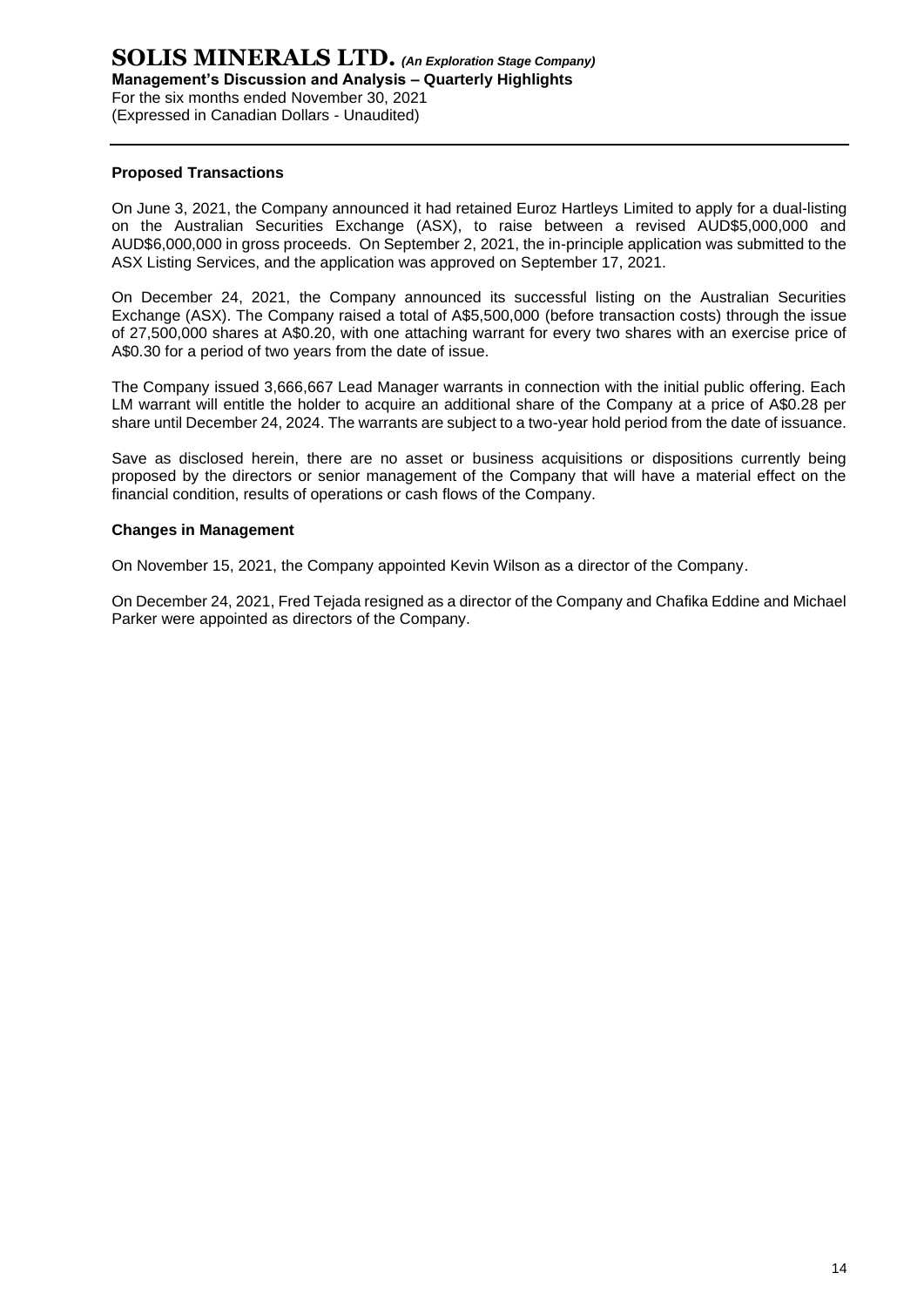### Proposed Transactions

On June 3, 2021, the Company announced it had retained Euroz Hartleys Limited to apply for a dual-listing on the Australian Securities Exchange (ASX), to raise between a revised AUD$5,000,000 and AUD$6,000,000 in gross proceeds. On September 2, 2021, the in-principle application was submitted to the ASX Listing Services, and the application was approved on September 17, 2021.

On December 24, 2021, the Company announced its successful listing on the Australian Securities Exchange (ASX). The Company raised a total of A$5,500,000 (before transaction costs) through the issue of 27,500,000 shares at A$0.20, with one attaching warrant for every two shares with an exercise price of A$0.30 for a period of two years from the date of issue.

The Company issued 3,666,667 Lead Manager warrants in connection with the initial public offering. Each LM warrant will entitle the holder to acquire an additional share of the Company at a price of A$0.28 per share until December 24, 2024. The warrants are subject to a two-year hold period from the date of issuance.

Save as disclosed herein, there are no asset or business acquisitions or dispositions currently being proposed by the directors or senior management of the Company that will have a material effect on the financial condition, results of operations or cash flows of the Company.

### Changes in Management

On November 15, 2021, the Company appointed Kevin Wilson as a director of the Company.

On December 24, 2021, Fred Tejada resigned as a director of the Company and Chafika Eddine and Michael Parker were appointed as directors of the Company.